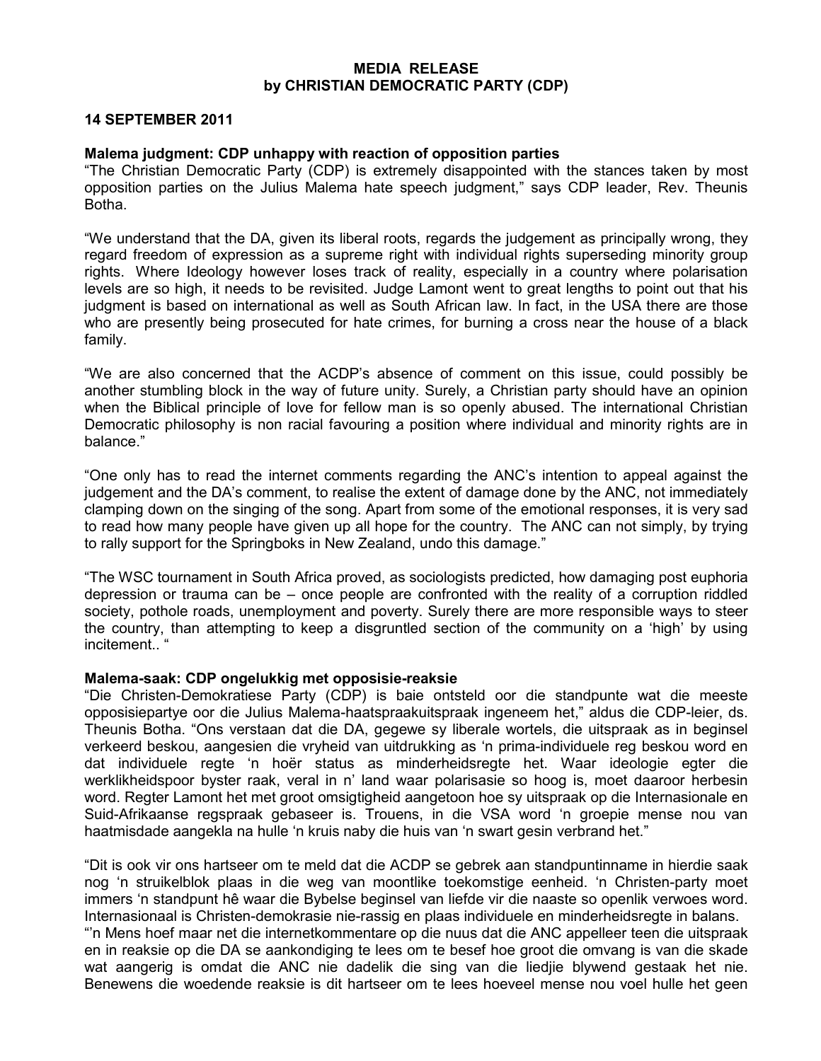**MEDIA RELEASE**
**by CHRISTIAN DEMOCRATIC PARTY (CDP)**

**14 SEPTEMBER 2011**

**Malema judgment: CDP unhappy with reaction of opposition parties**

"The Christian Democratic Party (CDP) is extremely disappointed with the stances taken by most opposition parties on the Julius Malema hate speech judgment," says CDP leader, Rev. Theunis Botha.

"We understand that the DA, given its liberal roots, regards the judgement as principally wrong, they regard freedom of expression as a supreme right with individual rights superseding minority group rights. Where Ideology however loses track of reality, especially in a country where polarisation levels are so high, it needs to be revisited. Judge Lamont went to great lengths to point out that his judgment is based on international as well as South African law. In fact, in the USA there are those who are presently being prosecuted for hate crimes, for burning a cross near the house of a black family.

"We are also concerned that the ACDP's absence of comment on this issue, could possibly be another stumbling block in the way of future unity. Surely, a Christian party should have an opinion when the Biblical principle of love for fellow man is so openly abused. The international Christian Democratic philosophy is non racial favouring a position where individual and minority rights are in balance."

"One only has to read the internet comments regarding the ANC's intention to appeal against the judgement and the DA's comment, to realise the extent of damage done by the ANC, not immediately clamping down on the singing of the song. Apart from some of the emotional responses, it is very sad to read how many people have given up all hope for the country. The ANC can not simply, by trying to rally support for the Springboks in New Zealand, undo this damage."

"The WSC tournament in South Africa proved, as sociologists predicted, how damaging post euphoria depression or trauma can be – once people are confronted with the reality of a corruption riddled society, pothole roads, unemployment and poverty. Surely there are more responsible ways to steer the country, than attempting to keep a disgruntled section of the community on a 'high' by using incitement.. "

**Malema-saak: CDP ongelukkig met opposisie-reaksie**

"Die Christen-Demokratiese Party (CDP) is baie ontsteld oor die standpunte wat die meeste opposisiepartye oor die Julius Malema-haatspraakuitspraak ingeneem het," aldus die CDP-leier, ds. Theunis Botha. "Ons verstaan dat die DA, gegewe sy liberale wortels, die uitspraak as in beginsel verkeerd beskou, aangesien die vryheid van uitdrukking as 'n prima-individuele reg beskou word en dat individuele regte 'n hoër status as minderheidsregte het. Waar ideologie egter die werklikheidspoor byster raak, veral in n' land waar polarisasie so hoog is, moet daaroor herbesin word. Regter Lamont het met groot omsigtigheid aangetoon hoe sy uitspraak op die Internasionale en Suid-Afrikaanse regspraak gebaseer is. Trouens, in die VSA word 'n groepie mense nou van haatmisdade aangekla na hulle 'n kruis naby die huis van 'n swart gesin verbrand het."

"Dit is ook vir ons hartseer om te meld dat die ACDP se gebrek aan standpuntinname in hierdie saak nog 'n struikelblok plaas in die weg van moontlike toekomstige eenheid. 'n Christen-party moet immers 'n standpunt hê waar die Bybelse beginsel van liefde vir die naaste so openlik verwoes word. Internasionaal is Christen-demokrasie nie-rassig en plaas individuele en minderheidsregte in balans.

"'n Mens hoef maar net die internetkommentare op die nuus dat die ANC appelleer teen die uitspraak en in reaksie op die DA se aankondiging te lees om te besef hoe groot die omvang is van die skade wat aangerig is omdat die ANC nie dadelik die sing van die liedjie blywend gestaak het nie. Benewens die woedende reaksie is dit hartseer om te lees hoeveel mense nou voel hulle het geen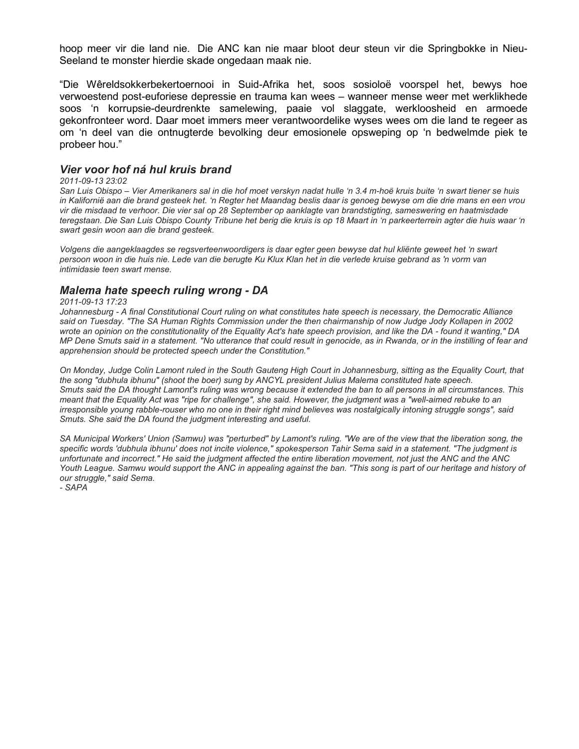hoop meer vir die land nie. Die ANC kan nie maar bloot deur steun vir die Springbokke in Nieu-Seeland te monster hierdie skade ongedaan maak nie.

"Die Wêreldsokkerbekertoernooi in Suid-Afrika het, soos sosioloë voorspel het, bewys hoe verwoestend post-euforiese depressie en trauma kan wees – wanneer mense weer met werklikhede soos 'n korrupsie-deurdrenkte samelewing, paaie vol slaggate, werkloosheid en armoede gekonfronteer word. Daar moet immers meer verantwoordelike wyses wees om die land te regeer as om 'n deel van die ontnugterde bevolking deur emosionele opsweping op 'n bedwelmde piek te probeer hou."

## *Vier voor hof ná hul kruis brand*

*2011-09-13 23:02*

*San Luis Obispo – Vier Amerikaners sal in die hof moet verskyn nadat hulle 'n 3.4 m-hoë kruis buite 'n swart tiener se huis in Kalifornië aan die brand gesteek het. 'n Regter het Maandag beslis daar is genoeg bewyse om die drie mans en een vrou vir die misdaad te verhoor. Die vier sal op 28 September op aanklagte van brandstigting, sameswering en haatmisdade teregstaan. Die San Luis Obispo County Tribune het berig die kruis is op 18 Maart in 'n parkeerterrein agter die huis waar 'n swart gesin woon aan die brand gesteek.*

*Volgens die aangeklaagdes se regsverteenwoordigers is daar egter geen bewyse dat hul kliënte geweet het 'n swart persoon woon in die huis nie. Lede van die berugte Ku Klux Klan het in die verlede kruise gebrand as 'n vorm van intimidasie teen swart mense.*

## *Malema hate speech ruling wrong - DA*

*2011-09-13 17:23*

*Johannesburg - A final Constitutional Court ruling on what constitutes hate speech is necessary, the Democratic Alliance said on Tuesday. "The SA Human Rights Commission under the then chairmanship of now Judge Jody Kollapen in 2002 wrote an opinion on the constitutionality of the Equality Act's hate speech provision, and like the DA - found it wanting," DA MP Dene Smuts said in a statement. "No utterance that could result in genocide, as in Rwanda, or in the instilling of fear and apprehension should be protected speech under the Constitution."*

*On Monday, Judge Colin Lamont ruled in the South Gauteng High Court in Johannesburg, sitting as the Equality Court, that the song "dubhula ibhunu" (shoot the boer) sung by ANCYL president Julius Malema constituted hate speech. Smuts said the DA thought Lamont's ruling was wrong because it extended the ban to all persons in all circumstances. This meant that the Equality Act was "ripe for challenge", she said. However, the judgment was a "well-aimed rebuke to an irresponsible young rabble-rouser who no one in their right mind believes was nostalgically intoning struggle songs", said Smuts. She said the DA found the judgment interesting and useful.*

*SA Municipal Workers' Union (Samwu) was "perturbed" by Lamont's ruling. "We are of the view that the liberation song, the specific words 'dubhula ibhunu' does not incite violence," spokesperson Tahir Sema said in a statement. "The judgment is unfortunate and incorrect." He said the judgment affected the entire liberation movement, not just the ANC and the ANC Youth League. Samwu would support the ANC in appealing against the ban. "This song is part of our heritage and history of our struggle," said Sema.*

*- SAPA*